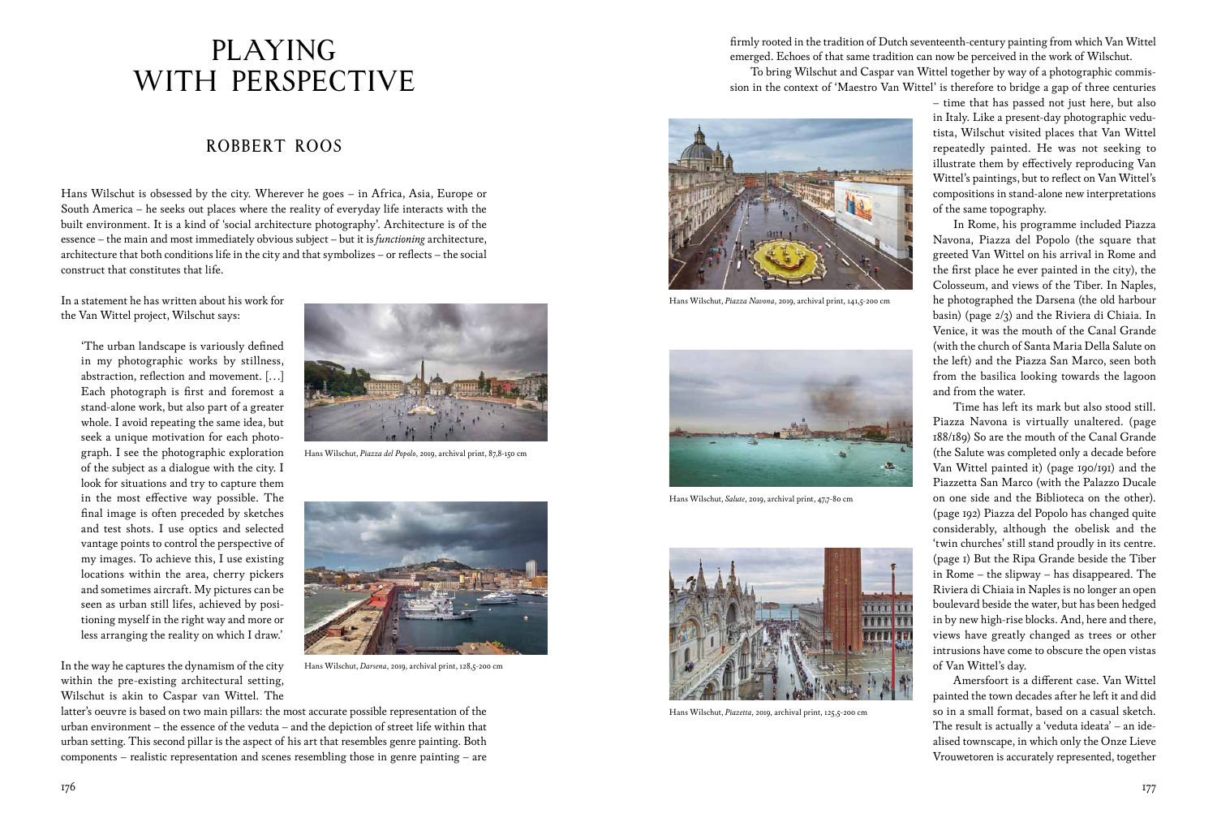# PLAYING WITH PERSPECTIVE

## ROBBERT ROOS

Hans Wilschut is obsessed by the city. Wherever he goes – in Africa, Asia, Europe or South America – he seeks out places where the reality of everyday life interacts with the built environment. It is a kind of 'social architecture photography'. Architecture is of the essence – the main and most immediately obvious subject – but it is *functioning* architecture, architecture that both conditions life in the city and that symbolizes – or reflects – the social construct that constitutes that life.

In a statement he has written about his work for the Van Wittel project, Wilschut says:

> 'The urban landscape is variously defined in my photographic works by stillness, abstraction, reflection and movement. [...] Each photograph is first and foremost a stand-alone work, but also part of a greater whole. I avoid repeating the same idea, but seek a unique motivation for each photograph. I see the photographic exploration of the subject as a dialogue with the city. I look for situations and try to capture them in the most effective way possible. The final image is often preceded by sketches and test shots. I use optics and selected vantage points to control the perspective of my images. To achieve this, I use existing locations within the area, cherry pickers and sometimes aircraft. My pictures can be seen as urban still lifes, achieved by positioning myself in the right way and more or less arranging the reality on which I draw.'

Hans Wilschut, *Piazza del Popolo*, 2019, archival print, 87,8-150 cm

Hans Wilschut, *Darsena*, 2019, archival print, 128,5-200 cm

In the way he captures the dynamism of the city within the pre-existing architectural setting, Wilschut is akin to Caspar van Wittel. The latter's oeuvre is based on two main pillars: the most accurate possible representation of the urban environment – the essence of the veduta – and the depiction of street life within that urban setting. This second pillar is the aspect of his art that resembles genre painting. Both components – realistic representation and scenes resembling those in genre painting – are firmly rooted in the tradition of Dutch seventeenth-century painting from which Van Wittel emerged. Echoes of that same tradition can now be perceived in the work of Wilschut.

To bring Wilschut and Caspar van Wittel together by way of a photographic commission in the context of 'Maestro Van Wittel' is therefore to bridge a gap of three centuries – time that has passed not just here, but also in Italy. Like a present-day photographic vedutista, Wilschut visited places that Van Wittel repeatedly painted. He was not seeking to illustrate them by effectively reproducing Van Wittel's paintings, but to reflect on Van Wittel's compositions in stand-alone new interpretations of the same topography.

Hans Wilschut, *Piazza Navona*, 2019, archival print, 141,5-200 cm

Hans Wilschut, *Salute*, 2019, archival print, 47,7-80 cm

Hans Wilschut, *Piazzetta*, 2019, archival print, 125,5-200 cm

In Rome, his programme included Piazza Navona, Piazza del Popolo (the square that greeted Van Wittel on his arrival in Rome and the first place he ever painted in the city), the Colosseum, and views of the Tiber. In Naples, he photographed the Darsena (the old harbour basin) (page 2/3) and the Riviera di Chiaia. In Venice, it was the mouth of the Canal Grande (with the church of Santa Maria Della Salute on the left) and the Piazza San Marco, seen both from the basilica looking towards the lagoon and from the water.

Time has left its mark but also stood still. Piazza Navona is virtually unaltered. (page 188/189) So are the mouth of the Canal Grande (the Salute was completed only a decade before Van Wittel painted it) (page 190/191) and the Piazzetta San Marco (with the Palazzo Ducale on one side and the Biblioteca on the other). (page 192) Piazza del Popolo has changed quite considerably, although the obelisk and the 'twin churches' still stand proudly in its centre. (page 1) But the Ripa Grande beside the Tiber in Rome – the slipway – has disappeared. The Riviera di Chiaia in Naples is no longer an open boulevard beside the water, but has been hedged in by new high-rise blocks. And, here and there, views have greatly changed as trees or other intrusions have come to obscure the open vistas of Van Wittel's day.

Amersfoort is a different case. Van Wittel painted the town decades after he left it and did so in a small format, based on a casual sketch. The result is actually a 'veduta ideata' – an idealised townscape, in which only the Onze Lieve Vrouwetoren is accurately represented, together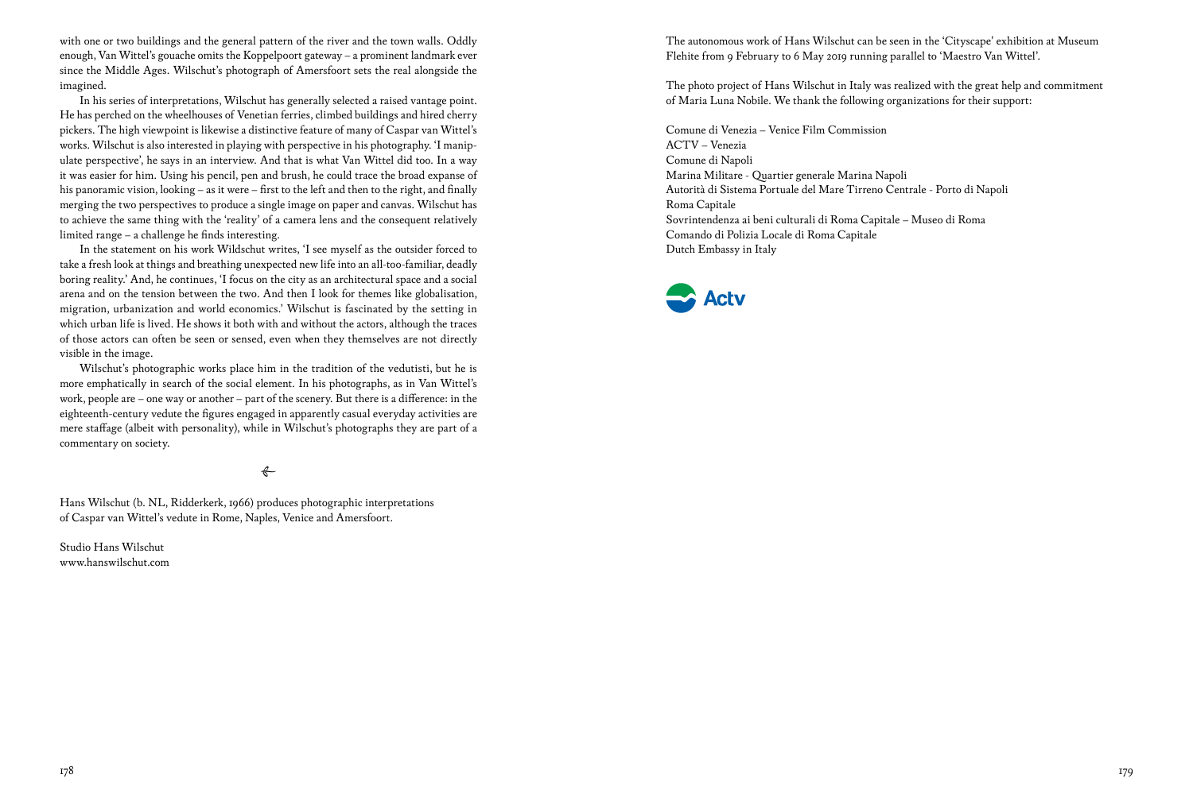with one or two buildings and the general pattern of the river and the town walls. Oddly enough, Van Wittel's gouache omits the Koppelpoort gateway – a prominent landmark ever since the Middle Ages. Wilschut's photograph of Amersfoort sets the real alongside the imagined.

In his series of interpretations, Wilschut has generally selected a raised vantage point. He has perched on the wheelhouses of Venetian ferries, climbed buildings and hired cherry pickers. The high viewpoint is likewise a distinctive feature of many of Caspar van Wittel's works. Wilschut is also interested in playing with perspective in his photography. 'I manipulate perspective', he says in an interview. And that is what Van Wittel did too. In a way it was easier for him. Using his pencil, pen and brush, he could trace the broad expanse of his panoramic vision, looking – as it were – first to the left and then to the right, and finally merging the two perspectives to produce a single image on paper and canvas. Wilschut has to achieve the same thing with the 'reality' of a camera lens and the consequent relatively limited range – a challenge he finds interesting.

In the statement on his work Wildschut writes, 'I see myself as the outsider forced to take a fresh look at things and breathing unexpected new life into an all-too-familiar, deadly boring reality.' And, he continues, 'I focus on the city as an architectural space and a social arena and on the tension between the two. And then I look for themes like globalisation, migration, urbanization and world economics.' Wilschut is fascinated by the setting in which urban life is lived. He shows it both with and without the actors, although the traces of those actors can often be seen or sensed, even when they themselves are not directly visible in the image.

Wilschut's photographic works place him in the tradition of the vedutisti, but he is more emphatically in search of the social element. In his photographs, as in Van Wittel's work, people are – one way or another – part of the scenery. But there is a difference: in the eighteenth-century vedute the figures engaged in apparently casual everyday activities are mere staffage (albeit with personality), while in Wilschut's photographs they are part of a commentary on society.

Hans Wilschut (b. NL, Ridderkerk, 1966) produces photographic interpretations of Caspar van Wittel's vedute in Rome, Naples, Venice and Amersfoort.

Studio Hans Wilschut
www.hanswilschut.com

The autonomous work of Hans Wilschut can be seen in the 'Cityscape' exhibition at Museum Flehite from 9 February to 6 May 2019 running parallel to 'Maestro Van Wittel'.

The photo project of Hans Wilschut in Italy was realized with the great help and commitment of Maria Luna Nobile. We thank the following organizations for their support:

Comune di Venezia – Venice Film Commission
ACTV – Venezia
Comune di Napoli
Marina Militare - Quartier generale Marina Napoli
Autorità di Sistema Portuale del Mare Tirreno Centrale - Porto di Napoli
Roma Capitale
Sovrintendenza ai beni culturali di Roma Capitale – Museo di Roma
Comando di Polizia Locale di Roma Capitale
Dutch Embassy in Italy

Actv